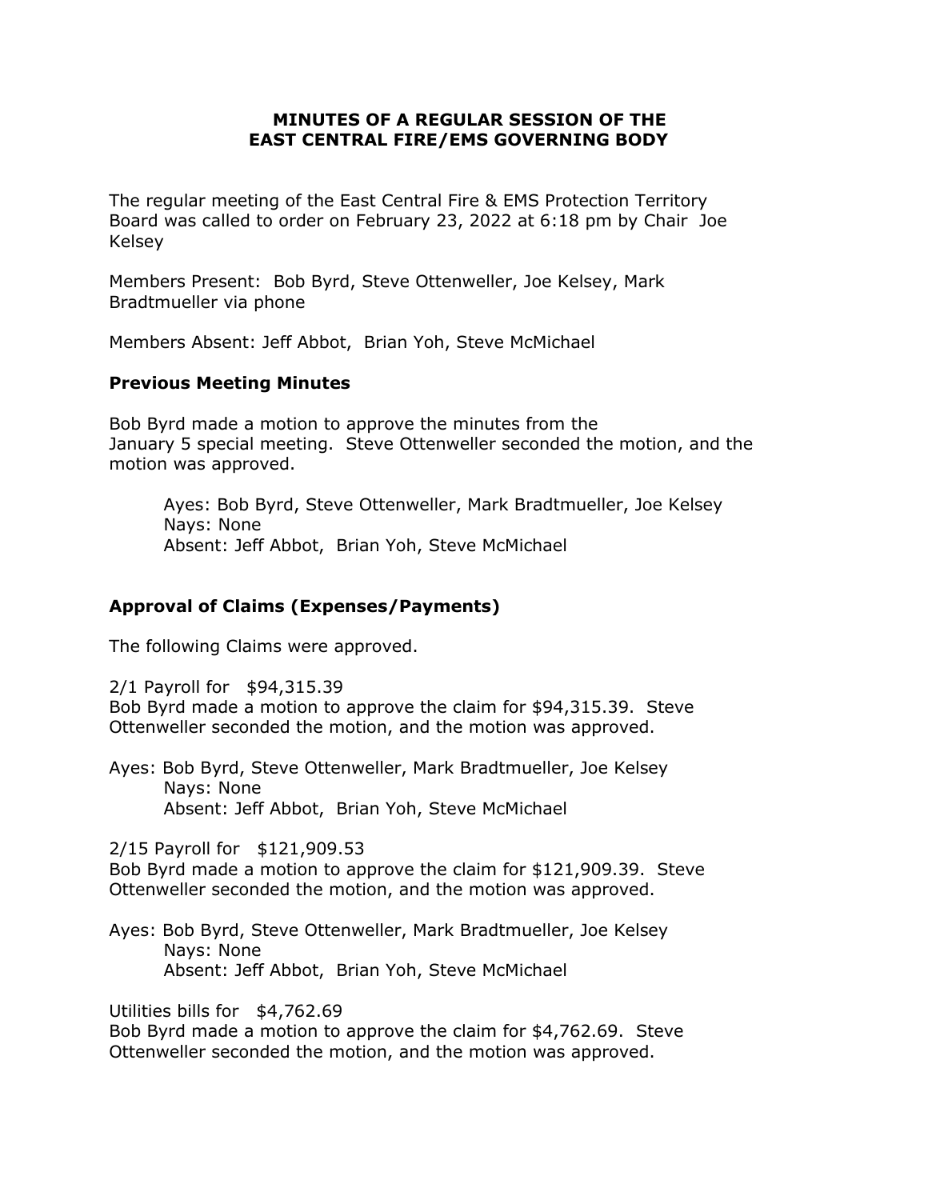# MINUTES OF A REGULAR SESSION OF THE EAST CENTRAL FIRE/EMS GOVERNING BODY

The regular meeting of the East Central Fire & EMS Protection Territory Board was called to order on February 23, 2022 at 6:18 pm by Chair Joe Kelsey

Members Present: Bob Byrd, Steve Ottenweller, Joe Kelsey, Mark Bradtmueller via phone

Members Absent: Jeff Abbot, Brian Yoh, Steve McMichael

## Previous Meeting Minutes

Bob Byrd made a motion to approve the minutes from the January 5 special meeting. Steve Ottenweller seconded the motion, and the motion was approved.

Ayes: Bob Byrd, Steve Ottenweller, Mark Bradtmueller, Joe Kelsey
Nays: None
Absent: Jeff Abbot, Brian Yoh, Steve McMichael

## Approval of Claims (Expenses/Payments)

The following Claims were approved.

2/1 Payroll for $94,315.39
Bob Byrd made a motion to approve the claim for $94,315.39. Steve Ottenweller seconded the motion, and the motion was approved.

Ayes: Bob Byrd, Steve Ottenweller, Mark Bradtmueller, Joe Kelsey
Nays: None
Absent: Jeff Abbot, Brian Yoh, Steve McMichael

2/15 Payroll for $121,909.53
Bob Byrd made a motion to approve the claim for $121,909.39. Steve Ottenweller seconded the motion, and the motion was approved.

Ayes: Bob Byrd, Steve Ottenweller, Mark Bradtmueller, Joe Kelsey
Nays: None
Absent: Jeff Abbot, Brian Yoh, Steve McMichael

Utilities bills for $4,762.69
Bob Byrd made a motion to approve the claim for $4,762.69. Steve Ottenweller seconded the motion, and the motion was approved.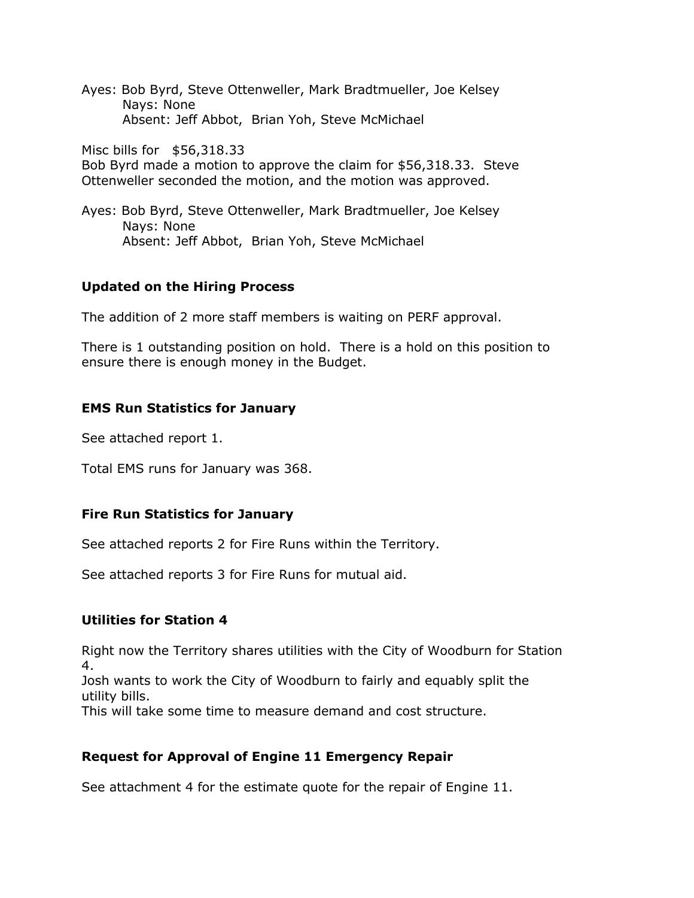Ayes: Bob Byrd, Steve Ottenweller, Mark Bradtmueller, Joe Kelsey
Nays: None
Absent: Jeff Abbot, Brian Yoh, Steve McMichael

Misc bills for $56,318.33
Bob Byrd made a motion to approve the claim for $56,318.33. Steve Ottenweller seconded the motion, and the motion was approved.

Ayes: Bob Byrd, Steve Ottenweller, Mark Bradtmueller, Joe Kelsey
Nays: None
Absent: Jeff Abbot, Brian Yoh, Steve McMichael

**Updated on the Hiring Process**

The addition of 2 more staff members is waiting on PERF approval.

There is 1 outstanding position on hold. There is a hold on this position to ensure there is enough money in the Budget.

**EMS Run Statistics for January**

See attached report 1.

Total EMS runs for January was 368.

**Fire Run Statistics for January**

See attached reports 2 for Fire Runs within the Territory.

See attached reports 3 for Fire Runs for mutual aid.

**Utilities for Station 4**

Right now the Territory shares utilities with the City of Woodburn for Station 4.
Josh wants to work the City of Woodburn to fairly and equably split the utility bills.
This will take some time to measure demand and cost structure.

**Request for Approval of Engine 11 Emergency Repair**

See attachment 4 for the estimate quote for the repair of Engine 11.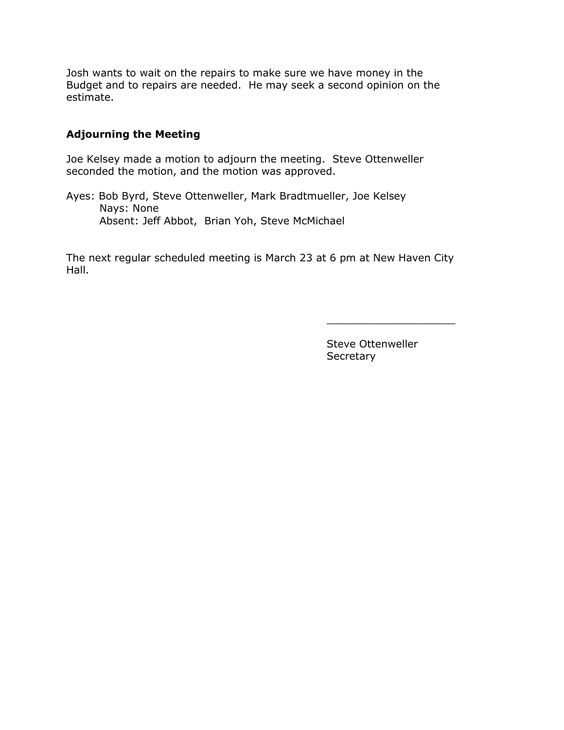Josh wants to wait on the repairs to make sure we have money in the Budget and to repairs are needed. He may seek a second opinion on the estimate.

**Adjourning the Meeting**

Joe Kelsey made a motion to adjourn the meeting. Steve Ottenweller seconded the motion, and the motion was approved.

Ayes: Bob Byrd, Steve Ottenweller, Mark Bradtmueller, Joe Kelsey
Nays: None
Absent: Jeff Abbot, Brian Yoh, Steve McMichael

The next regular scheduled meeting is March 23 at 6 pm at New Haven City Hall.

____________________

Steve Ottenweller
Secretary